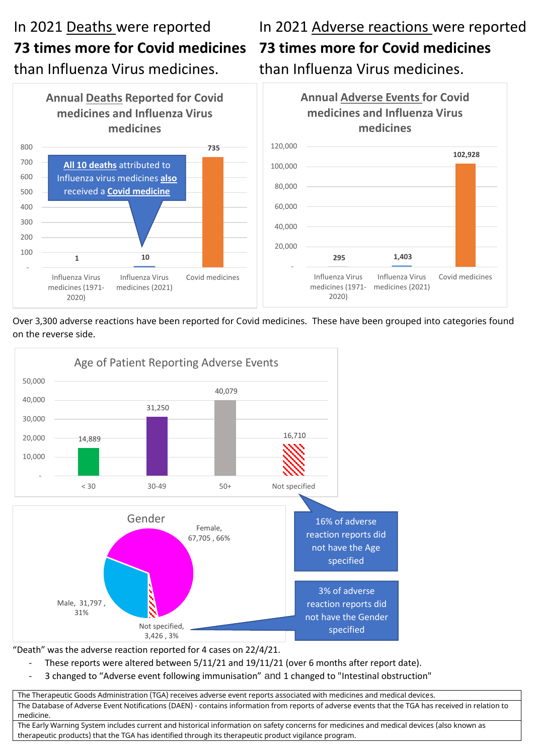In 2021 Deaths were reported **73 times more for Covid medicines** than Influenza Virus medicines.

In 2021 Adverse reactions were reported **73 times more for Covid medicines** than Influenza Virus medicines.

**Annual Deaths Reported for Covid medicines and Influenza Virus medicines**

| | Deaths |
|---|---|
| Influenza Virus medicines (1971-2020) | 1 |
| Influenza Virus medicines (2021) | 10 |
| Covid medicines | 735 |

**All 10 deaths** attributed to Influenza virus medicines **also** received a **Covid medicine**

**Annual Adverse Events for Covid medicines and Influenza Virus medicines**

| | Adverse Events |
|---|---|
| Influenza Virus medicines (1971-2020) | 295 |
| Influenza Virus medicines (2021) | 1,403 |
| Covid medicines | 102,928 |

Over 3,300 adverse reactions have been reported for Covid medicines. These have been grouped into categories found on the reverse side.

**Age of Patient Reporting Adverse Events**

| Age | Reports |
|---|---|
| < 30 | 14,889 |
| 30-49 | 31,250 |
| 50+ | 40,079 |
| Not specified | 16,710 |

16% of adverse reaction reports did not have the Age specified

**Gender**

| Gender | Reports | % |
|---|---|---|
| Female | 67,705 | 66% |
| Male | 31,797 | 31% |
| Not specified | 3,426 | 3% |

3% of adverse reaction reports did not have the Gender specified

"Death" was the adverse reaction reported for 4 cases on 22/4/21.

- These reports were altered between 5/11/21 and 19/11/21 (over 6 months after report date).
- 3 changed to "Adverse event following immunisation" and 1 changed to "Intestinal obstruction"

| |
|---|
| The Therapeutic Goods Administration (TGA) receives adverse event reports associated with medicines and medical devices. |
| The Database of Adverse Event Notifications (DAEN) - contains information from reports of adverse events that the TGA has received in relation to medicine. |
| The Early Warning System includes current and historical information on safety concerns for medicines and medical devices (also known as therapeutic products) that the TGA has identified through its therapeutic product vigilance program. |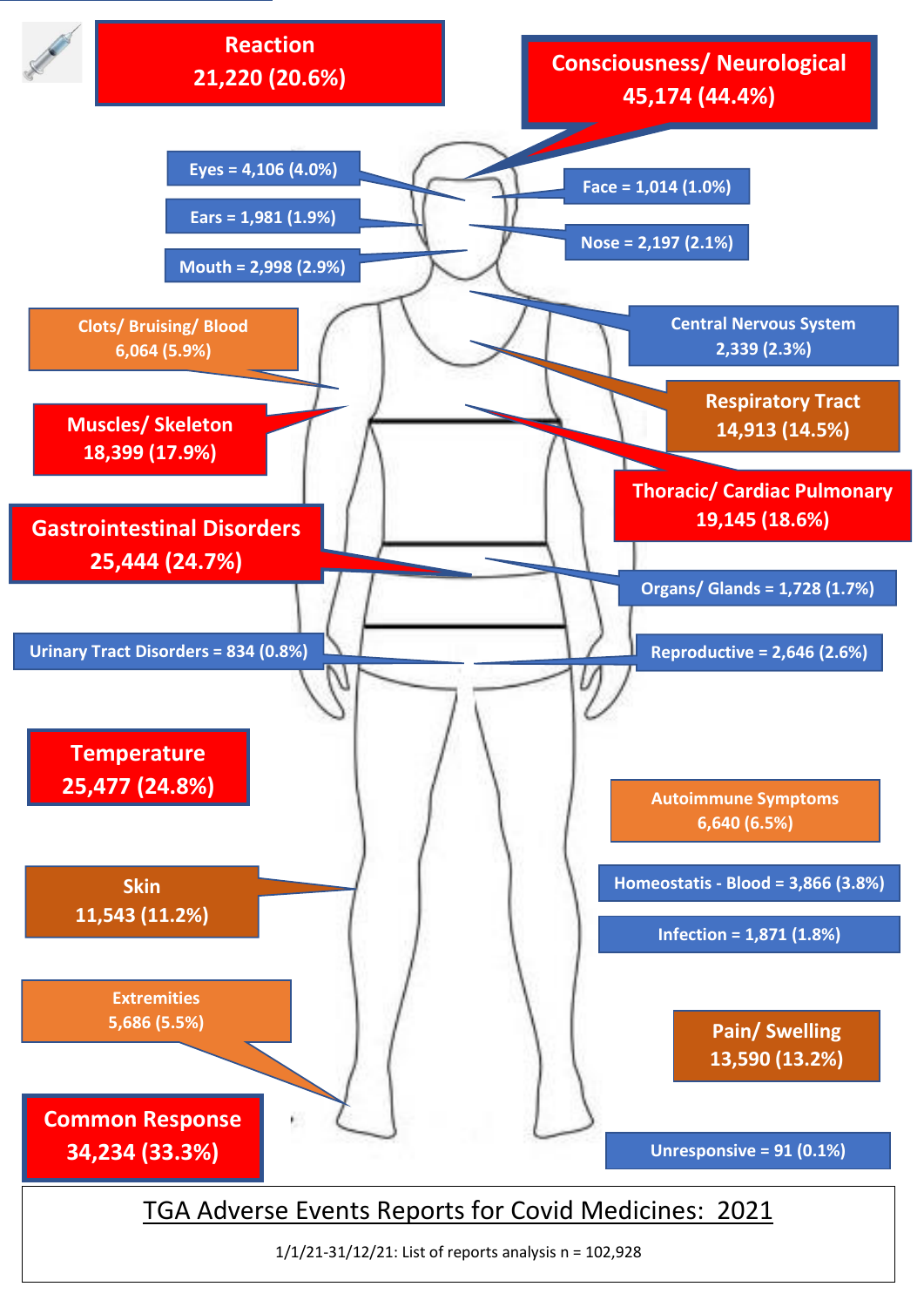Reaction
21,220 (20.6%)

Consciousness/ Neurological
45,174 (44.4%)

Eyes = 4,106 (4.0%)

Face = 1,014 (1.0%)

Ears = 1,981 (1.9%)

Nose = 2,197 (2.1%)

Mouth = 2,998 (2.9%)

Clots/ Bruising/ Blood
6,064 (5.9%)

Central Nervous System
2,339 (2.3%)

Respiratory Tract
14,913 (14.5%)

Muscles/ Skeleton
18,399 (17.9%)

Thoracic/ Cardiac Pulmonary
19,145 (18.6%)

Gastrointestinal Disorders
25,444 (24.7%)

Organs/ Glands = 1,728 (1.7%)

Urinary Tract Disorders = 834 (0.8%)

Reproductive = 2,646 (2.6%)

Temperature
25,477 (24.8%)

Autoimmune Symptoms
6,640 (6.5%)

Skin
11,543 (11.2%)

Homeostatis - Blood = 3,866 (3.8%)

Infection = 1,871 (1.8%)

Extremities
5,686 (5.5%)

Pain/ Swelling
13,590 (13.2%)

Common Response
34,234 (33.3%)

Unresponsive = 91 (0.1%)

TGA Adverse Events Reports for Covid Medicines: 2021

1/1/21-31/12/21: List of reports analysis n = 102,928